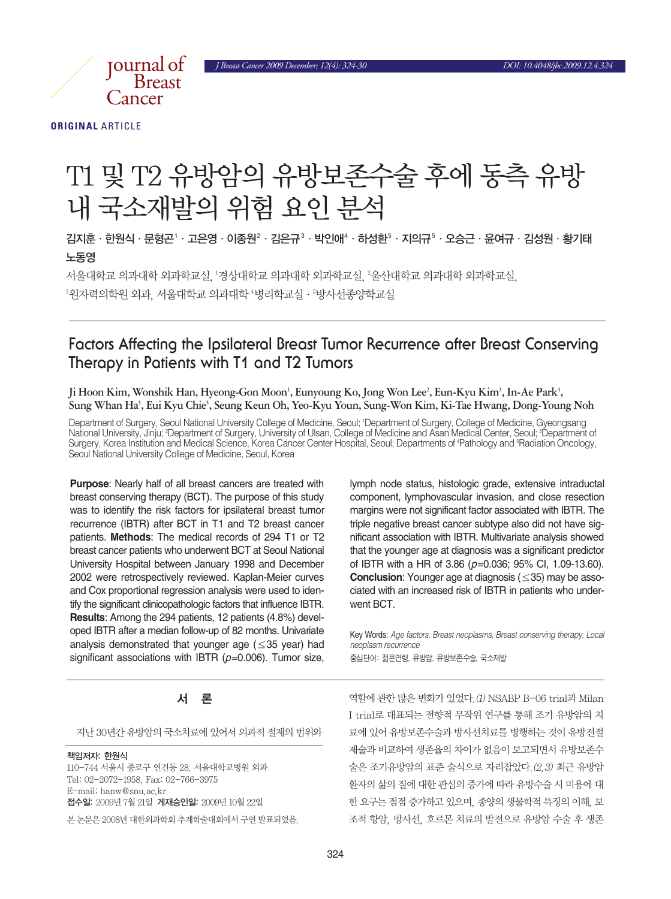ORIGINAL ARTICLE

# T1 및 T2 유방암의 유방보존수술 후에 동측 유방 내 국소재발의 위험 요인 분석

김지훈 · 한원식 · 문형곤[1] · 고은영 · 이종원[2] · 김은규[3] · 박인애[4] · 하성환[5] · 지의규[5] · 오승근 · 윤여규 · 김성원 · 황기태 노동영

서울대학교 의과대학 외과학교실, [1]경상대학교 의과대학 외과학교실, [2]울산대학교 의과대학 외과학교실, [3]원자력의학원 외과, 서울대학교 의과대학 [4]병리학교실 · [5]방사선종양학교실

## Factors Affecting the Ipsilateral Breast Tumor Recurrence after Breast Conserving Therapy in Patients with T1 and T2 Tumors

Ji Hoon Kim, Wonshik Han, Hyeong-Gon Moon[1], Eunyoung Ko, Jong Won Lee[2], Eun-Kyu Kim[3], In-Ae Park[4], Sung Whan Ha[5], Eui Kyu Chie[5], Seung Keun Oh, Yeo-Kyu Youn, Sung-Won Kim, Ki-Tae Hwang, Dong-Young Noh

Department of Surgery, Seoul National University College of Medicine, Seoul; [1]Department of Surgery, College of Medicine, Gyeongsang National University, Jinju; [2]Department of Surgery, University of Ulsan, College of Medicine and Asan Medical Center, Seoul; [3]Department of Surgery, Korea Institution and Medical Science, Korea Cancer Center Hospital, Seoul; Departments of [4]Pathology and [5]Radiation Oncology, Seoul National University College of Medicine, Seoul, Korea

**Purpose**: Nearly half of all breast cancers are treated with breast conserving therapy (BCT). The purpose of this study was to identify the risk factors for ipsilateral breast tumor recurrence (IBTR) after BCT in T1 and T2 breast cancer patients. **Methods**: The medical records of 294 T1 or T2 breast cancer patients who underwent BCT at Seoul National University Hospital between January 1998 and December 2002 were retrospectively reviewed. Kaplan-Meier curves and Cox proportional regression analysis were used to identify the significant clinicopathologic factors that influence IBTR. **Results**: Among the 294 patients, 12 patients (4.8%) developed IBTR after a median follow-up of 82 months. Univariate analysis demonstrated that younger age (≤35 year) had significant associations with IBTR (*p*=0.006). Tumor size, lymph node status, histologic grade, extensive intraductal component, lymphovascular invasion, and close resection margins were not significant factor associated with IBTR. The triple negative breast cancer subtype also did not have significant association with IBTR. Multivariate analysis showed that the younger age at diagnosis was a significant predictor of IBTR with a HR of 3.86 (*p*=0.036; 95% CI, 1.09-13.60). **Conclusion**: Younger age at diagnosis (≤35) may be associated with an increased risk of IBTR in patients who underwent BCT.

Key Words: *Age factors, Breast neoplasms, Breast conserving therapy, Local neoplasm recurrence*

중심단어: 젊은연령, 유방암, 유방보존수술, 국소재발

## 서 론

지난 30년간 유방암의 국소치료에 있어서 외과적 절제의 범위와 역할에 관한 많은 변화가 있었다.*(1)* NSABP B-06 trial과 Milan I trial로 대표되는 전향적 무작위 연구를 통해 조기 유방암의 치료에 있어 유방보존수술과 방사선치료를 병행하는 것이 유방전절제술과 비교하여 생존율의 차이가 없음이 보고되면서 유방보존수술은 조기유방암의 표준 술식으로 자리잡았다.*(2,3)* 최근 유방암 환자의 삶의 질에 대한 관심의 증가에 따라 유방수술 시 미용에 대한 요구는 점점 증가하고 있으며, 종양의 생물학적 특징의 이해, 보조적 항암, 방사선, 호르몬 치료의 발전으로 유방암 수술 후 생존

---

**책임저자:** 한원식
110-744 서울시 종로구 연건동 28, 서울대학교병원 외과
Tel: 02-2072-1958, Fax: 02-766-3975
E-mail: hanw@snu.ac.kr
**접수일:** 2009년 7월 21일 **게재승인일:** 2009년 10월 22일
본 논문은 2008년 대한외과학회 추계학술대회에서 구연 발표되었음.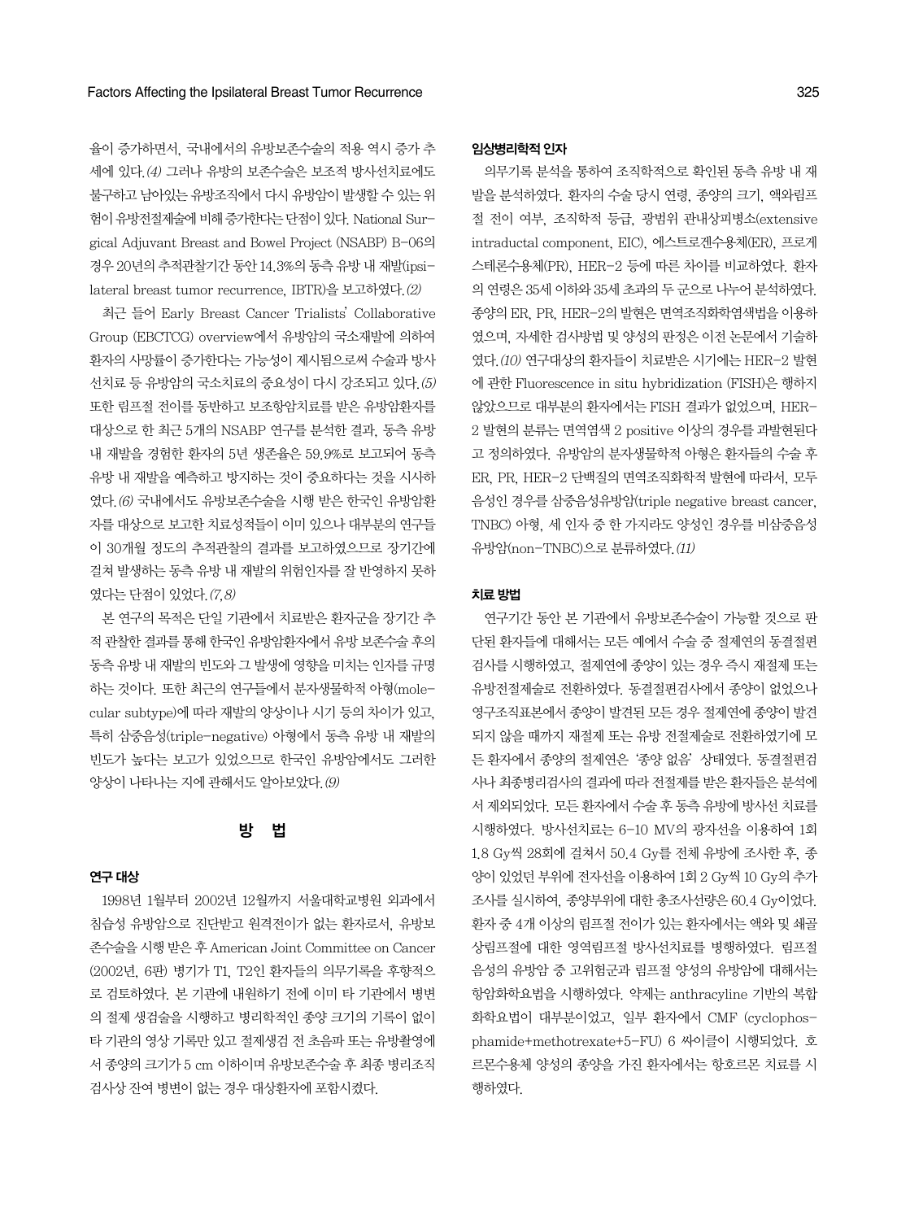율이 증가하면서, 국내에서의 유방보존수술의 적용 역시 증가 추세에 있다.(4) 그러나 유방의 보존수술은 보조적 방사선치료에도 불구하고 남아있는 유방조직에서 다시 유방암이 발생할 수 있는 위험이 유방전절제술에 비해 증가한다는 단점이 있다. National Surgical Adjuvant Breast and Bowel Project (NSABP) B-06의 경우 20년의 추적관찰기간 동안 14.3%의 동측 유방 내 재발(ipsilateral breast tumor recurrence, IBTR)을 보고하였다.(2)

최근 들어 Early Breast Cancer Trialists' Collaborative Group (EBCTCG) overview에서 유방암의 국소재발에 의하여 환자의 사망률이 증가한다는 가능성이 제시됨으로써 수술과 방사선치료 등 유방암의 국소치료의 중요성이 다시 강조되고 있다.(5) 또한 림프절 전이를 동반하고 보조항암치료를 받은 유방암환자를 대상으로 한 최근 5개의 NSABP 연구를 분석한 결과, 동측 유방 내 재발을 경험한 환자의 5년 생존율은 59.9%로 보고되어 동측 유방 내 재발을 예측하고 방지하는 것이 중요하다는 것을 시사하였다.(6) 국내에서도 유방보존수술을 시행 받은 한국인 유방암환자를 대상으로 보고한 치료성적들이 이미 있으나 대부분의 연구들이 30개월 정도의 추적관찰의 결과를 보고하였으므로 장기간에 걸쳐 발생하는 동측 유방 내 재발의 위험인자를 잘 반영하지 못하였다는 단점이 있었다.(7,8)

본 연구의 목적은 단일 기관에서 치료받은 환자군을 장기간 추적 관찰한 결과를 통해 한국인 유방암환자에서 유방 보존수술 후의 동측 유방 내 재발의 빈도와 그 발생에 영향을 미치는 인자를 규명하는 것이다. 또한 최근의 연구들에서 분자생물학적 아형(molecular subtype)에 따라 재발의 양상이나 시기 등의 차이가 있고, 특히 삼중음성(triple-negative) 아형에서 동측 유방 내 재발의 빈도가 높다는 보고가 있었으므로 한국인 유방암에서도 그러한 양상이 나타나는 지에 관해서도 알아보았다.(9)

## 방 법

### 연구 대상

1998년 1월부터 2002년 12월까지 서울대학교병원 외과에서 침습성 유방암으로 진단받고 원격전이가 없는 환자로서, 유방보존수술을 시행 받은 후 American Joint Committee on Cancer (2002년, 6판) 병기가 T1, T2인 환자들의 의무기록을 후향적으로 검토하였다. 본 기관에 내원하기 전에 이미 타 기관에서 병변의 절제 생검술을 시행하고 병리학적인 종양 크기의 기록이 없이 타 기관의 영상 기록만 있고 절제생검 전 초음파 또는 유방촬영에서 종양의 크기가 5 cm 이하이며 유방보존수술 후 최종 병리조직 검사상 잔여 병변이 없는 경우 대상환자에 포함시켰다.

### 임상병리학적 인자

의무기록 분석을 통하여 조직학적으로 확인된 동측 유방 내 재발을 분석하였다. 환자의 수술 당시 연령, 종양의 크기, 액와림프절 전이 여부, 조직학적 등급, 광범위 관내상피병소(extensive intraductal component, EIC), 에스트로겐수용체(ER), 프로게스테론수용체(PR), HER-2 등에 따른 차이를 비교하였다. 환자의 연령은 35세 이하와 35세 초과의 두 군으로 나누어 분석하였다. 종양의 ER, PR, HER-2의 발현은 면역조직화학염색법을 이용하였으며, 자세한 검사방법 및 양성의 판정은 이전 논문에서 기술하였다.(10) 연구대상의 환자들이 치료받은 시기에는 HER-2 발현에 관한 Fluorescence in situ hybridization (FISH)은 행하지 않았으므로 대부분의 환자에서는 FISH 결과가 없었으며, HER-2 발현의 분류는 면역염색 2 positive 이상의 경우를 과발현된다고 정의하였다. 유방암의 분자생물학적 아형은 환자들의 수술 후 ER, PR, HER-2 단백질의 면역조직화학적 발현에 따라서, 모두 음성인 경우를 삼중음성유방암(triple negative breast cancer, TNBC) 아형, 세 인자 중 한 가지라도 양성인 경우를 비삼중음성유방암(non-TNBC)으로 분류하였다.(11)

### 치료 방법

연구기간 동안 본 기관에서 유방보존수술이 가능할 것으로 판단된 환자들에 대해서는 모든 예에서 수술 중 절제연의 동결절편검사를 시행하였고, 절제연에 종양이 있는 경우 즉시 재절제 또는 유방전절제술로 전환하였다. 동결절편검사에서 종양이 없었으나 영구조직표본에서 종양이 발견된 모든 경우 절제연에 종양이 발견되지 않을 때까지 재절제 또는 유방 전절제술로 전환하였기에 모든 환자에서 종양의 절제연은 '종양 없음' 상태였다. 동결절편검사나 최종병리검사의 결과에 따라 전절제를 받은 환자들은 분석에서 제외되었다. 모든 환자에서 수술 후 동측 유방에 방사선 치료를 시행하였다. 방사선치료는 6-10 MV의 광자선을 이용하여 1회 1.8 Gy씩 28회에 걸쳐서 50.4 Gy를 전체 유방에 조사한 후, 종양이 있었던 부위에 전자선을 이용하여 1회 2 Gy씩 10 Gy의 추가 조사를 실시하여, 종양부위에 대한 총조사선량은 60.4 Gy이었다. 환자 중 4개 이상의 림프절 전이가 있는 환자에서는 액와 및 쇄골상림프절에 대한 영역림프절 방사선치료를 병행하였다. 림프절 음성의 유방암 중 고위험군과 림프절 양성의 유방암에 대해서는 항암화학요법을 시행하였다. 약제는 anthracyline 기반의 복합화학요법이 대부분이었고, 일부 환자에서 CMF (cyclophosphamide+methotrexate+5-FU) 6 싸이클이 시행되었다. 호르몬수용체 양성의 종양을 가진 환자에서는 항호르몬 치료를 시행하였다.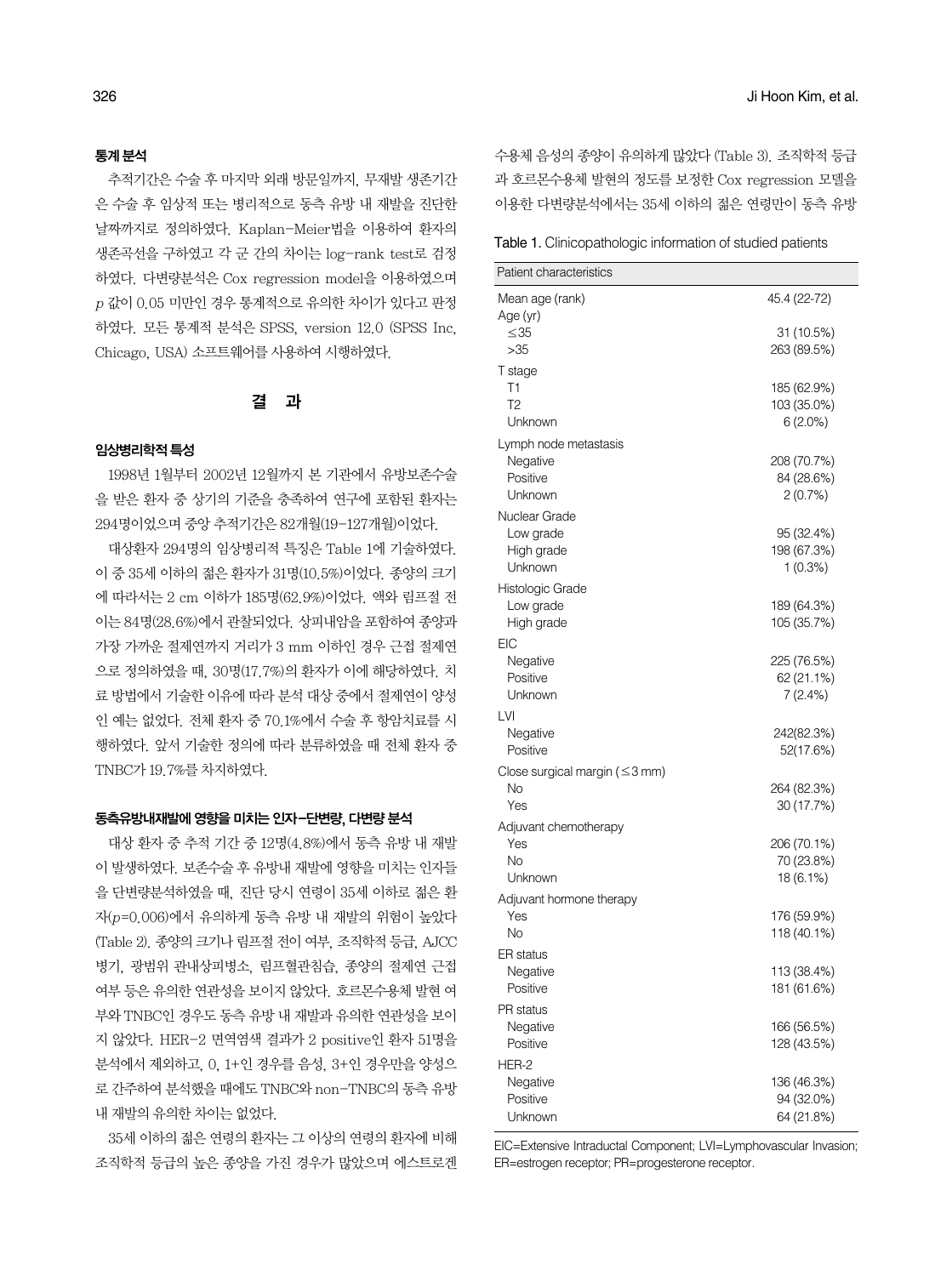### 통계 분석

추적기간은 수술 후 마지막 외래 방문일까지, 무재발 생존기간은 수술 후 임상적 또는 병리적으로 동측 유방 내 재발을 진단한 날짜까지로 정의하였다. Kaplan-Meier법을 이용하여 환자의 생존곡선을 구하였고 각 군 간의 차이는 log-rank test로 검정하였다. 다변량분석은 Cox regression model을 이용하였으며 $p$ 값이 0.05 미만인 경우 통계적으로 유의한 차이가 있다고 판정하였다. 모든 통계적 분석은 SPSS, version 12.0 (SPSS Inc, Chicago, USA) 소프트웨어를 사용하여 시행하였다.

## 결 과

### 임상병리학적 특성

1998년 1월부터 2002년 12월까지 본 기관에서 유방보존수술을 받은 환자 중 상기의 기준을 충족하여 연구에 포함된 환자는 294명이었으며 중앙 추적기간은 82개월(19-127개월)이었다.

대상환자 294명의 임상병리학적 특징은 Table 1에 기술하였다. 이 중 35세 이하의 젊은 환자가 31명(10.5%)이었다. 종양의 크기에 따라서는 2 cm 이하가 185명(62.9%)이었다. 액와 림프절 전이는 84명(28.6%)에서 관찰되었다. 상피내암을 포함하여 종양과 가장 가까운 절제연까지 거리가 3 mm 이하인 경우 근접 절제연으로 정의하였을 때, 30명(17.7%)의 환자가 이에 해당하였다. 치료 방법에서 기술한 이유에 따라 분석 대상 중에서 절제연이 양성인 예는 없었다. 전체 환자 중 70.1%에서 수술 후 항암치료를 시행하였다. 앞서 기술한 정의에 따라 분류하였을 때 전체 환자 중 TNBC가 19.7%를 차지하였다.

### 동측유방내재발에 영향을 미치는 인자-단변량, 다변량 분석

대상 환자 중 추적 기간 중 12명(4.8%)에서 동측 유방 내 재발이 발생하였다. 보존수술 후 유방내 재발에 영향을 미치는 인자들을 단변량분석하였을 때, 진단 당시 연령이 35세 이하로 젊은 환자($p$=0.006)에서 유의하게 동측 유방 내 재발의 위험이 높았다 (Table 2). 종양의 크기나 림프절 전이 여부, 조직학적 등급, AJCC 병기, 광범위 관내상피병소, 림프혈관침습, 종양의 절제연 근접 여부 등은 유의한 연관성을 보이지 않았다. 호르몬수용체 발현 여부와 TNBC인 경우도 동측 유방 내 재발과 유의한 연관성을 보이지 않았다. HER-2 면역염색 결과가 2 positive인 환자 51명을 분석에서 제외하고, 0, 1+인 경우를 음성, 3+인 경우만을 양성으로 간주하여 분석했을 때에도 TNBC와 non-TNBC의 동측 유방 내 재발의 유의한 차이는 없었다.

35세 이하의 젊은 연령의 환자는 그 이상의 연령의 환자에 비해 조직학적 등급의 높은 종양을 가진 경우가 많았으며 에스트로겐 수용체 음성의 종양이 유의하게 많았다 (Table 3). 조직학적 등급과 호르몬수용체 발현의 정도를 보정한 Cox regression 모델을 이용한 다변량분석에서는 35세 이하의 젊은 연령만이 동측 유방

Table 1. Clinicopathologic information of studied patients

| Patient characteristics | |
|---|---|
| Mean age (rank) | 45.4 (22-72) |
| Age (yr) | |
| ≤35 | 31 (10.5%) |
| >35 | 263 (89.5%) |
| T stage | |
| T1 | 185 (62.9%) |
| T2 | 103 (35.0%) |
| Unknown | 6 (2.0%) |
| Lymph node metastasis | |
| Negative | 208 (70.7%) |
| Positive | 84 (28.6%) |
| Unknown | 2 (0.7%) |
| Nuclear Grade | |
| Low grade | 95 (32.4%) |
| High grade | 198 (67.3%) |
| Unknown | 1 (0.3%) |
| Histologic Grade | |
| Low grade | 189 (64.3%) |
| High grade | 105 (35.7%) |
| EIC | |
| Negative | 225 (76.5%) |
| Positive | 62 (21.1%) |
| Unknown | 7 (2.4%) |
| LVI | |
| Negative | 242(82.3%) |
| Positive | 52(17.6%) |
| Close surgical margin (≤3 mm) | |
| No | 264 (82.3%) |
| Yes | 30 (17.7%) |
| Adjuvant chemotherapy | |
| Yes | 206 (70.1%) |
| No | 70 (23.8%) |
| Unknown | 18 (6.1%) |
| Adjuvant hormone therapy | |
| Yes | 176 (59.9%) |
| No | 118 (40.1%) |
| ER status | |
| Negative | 113 (38.4%) |
| Positive | 181 (61.6%) |
| PR status | |
| Negative | 166 (56.5%) |
| Positive | 128 (43.5%) |
| HER-2 | |
| Negative | 136 (46.3%) |
| Positive | 94 (32.0%) |
| Unknown | 64 (21.8%) |

EIC=Extensive Intraductal Component; LVI=Lymphovascular Invasion; ER=estrogen receptor; PR=progesterone receptor.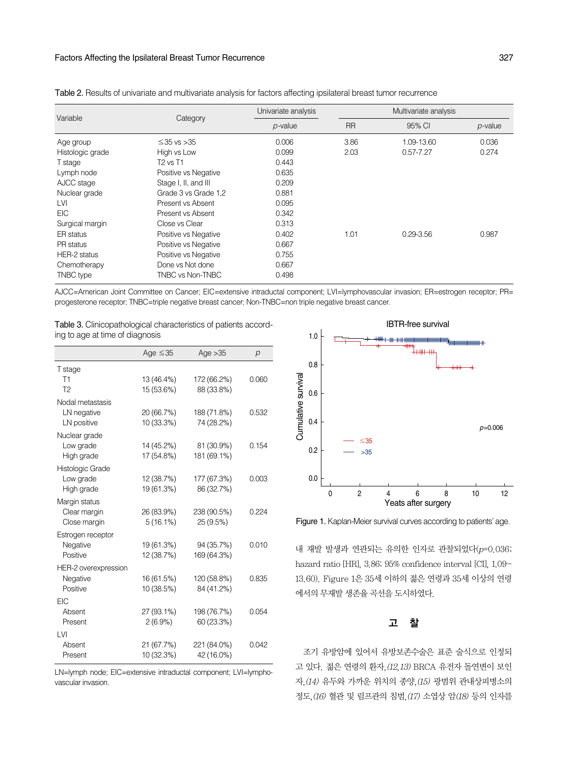Table 2. Results of univariate and multivariate analysis for factors affecting ipsilateral breast tumor recurrence

| Variable | Category | Univariate analysis | Multivariate analysis | | |
|---|---|---|---|---|---|
| | | *p*-value | RR | 95% CI | *p*-value |
| Age group | ≤35 vs >35 | 0.006 | 3.86 | 1.09-13.60 | 0.036 |
| Histologic grade | High vs Low | 0.099 | 2.03 | 0.57-7.27 | 0.274 |
| T stage | T2 vs T1 | 0.443 | | | |
| Lymph node | Positive vs Negative | 0.635 | | | |
| AJCC stage | Stage I, II, and III | 0.209 | | | |
| Nuclear grade | Grade 3 vs Grade 1,2 | 0.881 | | | |
| LVI | Present vs Absent | 0.095 | | | |
| EIC | Present vs Absent | 0.342 | | | |
| Surgical margin | Close vs Clear | 0.313 | | | |
| ER status | Positive vs Negative | 0.402 | 1.01 | 0.29-3.56 | 0.987 |
| PR status | Positive vs Negative | 0.667 | | | |
| HER-2 status | Positive vs Negative | 0.755 | | | |
| Chemotherapy | Done vs Not done | 0.667 | | | |
| TNBC type | TNBC vs Non-TNBC | 0.498 | | | |

AJCC=American Joint Committee on Cancer; EIC=extensive intraductal component; LVI=lymphovascular invasion; ER=estrogen receptor; PR=progesterone receptor; TNBC=triple negative breast cancer; Non-TNBC=non triple negative breast cancer.

Table 3. Clinicopathological characteristics of patients according to age at time of diagnosis

| | Age ≤35 | Age >35 | *p* |
|---|---|---|---|
| T stage | | | |
| T1 | 13 (46.4%) | 172 (66.2%) | 0.060 |
| T2 | 15 (53.6%) | 88 (33.8%) | |
| Nodal metastasis | | | |
| LN negative | 20 (66.7%) | 188 (71.8%) | 0.532 |
| LN positive | 10 (33.3%) | 74 (28.2%) | |
| Nuclear grade | | | |
| Low grade | 14 (45.2%) | 81 (30.9%) | 0.154 |
| High grade | 17 (54.8%) | 181 (69.1%) | |
| Histologic Grade | | | |
| Low grade | 12 (38.7%) | 177 (67.3%) | 0.003 |
| High grade | 19 (61.3%) | 86 (32.7%) | |
| Margin status | | | |
| Clear margin | 26 (83.9%) | 238 (90.5%) | 0.224 |
| Close margin | 5 (16.1%) | 25 (9.5%) | |
| Estrogen receptor | | | |
| Negative | 19 (61.3%) | 94 (35.7%) | 0.010 |
| Positive | 12 (38.7%) | 169 (64.3%) | |
| HER-2 overexpression | | | |
| Negative | 16 (61.5%) | 120 (58.8%) | 0.835 |
| Positive | 10 (38.5%) | 84 (41.2%) | |
| EIC | | | |
| Absent | 27 (93.1%) | 198 (76.7%) | 0.054 |
| Present | 2 (6.9%) | 60 (23.3%) | |
| LVI | | | |
| Absent | 21 (67.7%) | 221 (84.0%) | 0.042 |
| Present | 10 (32.3%) | 42 (16.0%) | |

LN=lymph node; EIC=extensive intraductal component; LVI=lymphovascular invasion.

Figure 1. Kaplan-Meier survival curves according to patients' age.

내 재발 발생과 연관되는 유의한 인자로 관찰되었다($p$=0.036; hazard ratio [HR], 3.86; 95% confidence interval [CI], 1.09–13.60). Figure 1은 35세 이하의 젊은 연령과 35세 이상의 연령에서의 무재발 생존율 곡선을 도시하였다.

## 고 찰

조기 유방암에 있어서 유방보존수술은 표준 술식으로 인정되고 있다. 젊은 연령의 환자,(12,13) BRCA 유전자 돌연변이 보인자,(14) 유두와 가까운 위치의 종양,(15) 광범위 관내상피병소의 정도,(16) 혈관 및 림프관의 침범,(17) 소엽상 암(18) 등의 인자를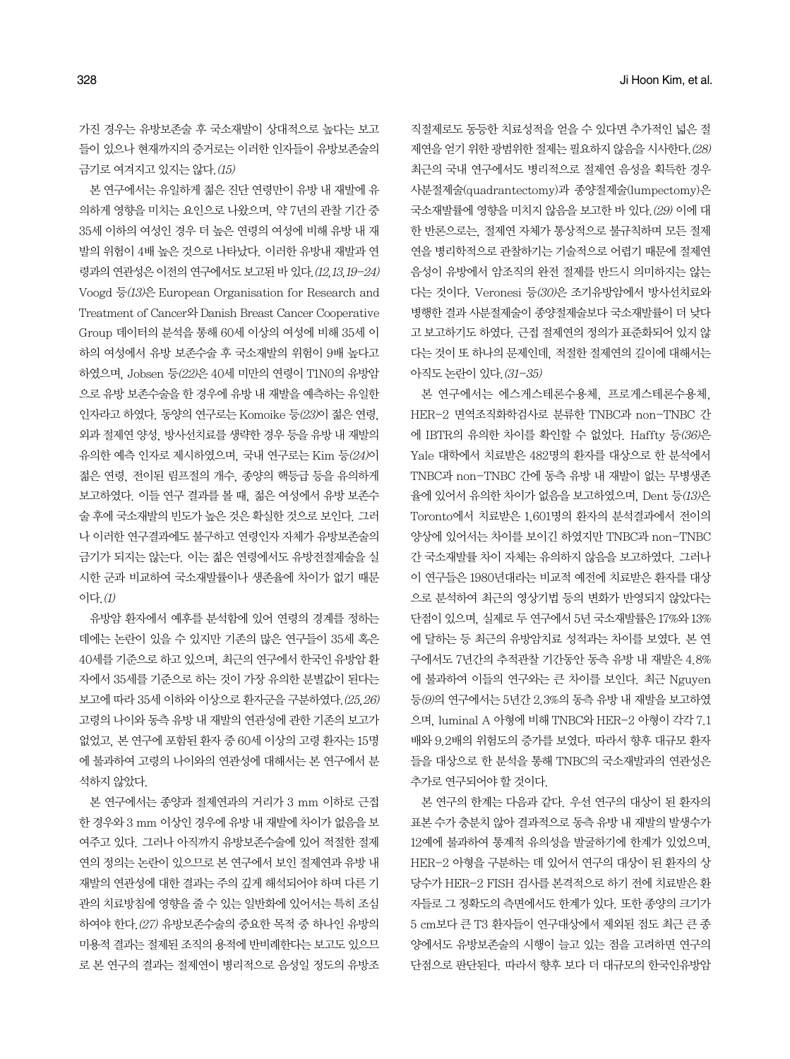가진 경우는 유방보존술 후 국소재발이 상대적으로 높다는 보고들이 있으나 현재까지의 증거로는 이러한 인자들이 유방보존술의 금기로 여겨지고 있지는 않다.(15)

본 연구에서는 유일하게 젊은 진단 연령만이 유방 내 재발에 유의하게 영향을 미치는 요인으로 나왔으며, 약 7년의 관찰 기간 중 35세 이하의 여성인 경우 더 높은 연령의 여성에 비해 유방 내 재발의 위험이 4배 높은 것으로 나타났다. 이러한 유방내 재발과 연령과의 연관성은 이전의 연구에서도 보고된 바 있다.(12,13,19-24) Voogd 등(13)은 European Organisation for Research and Treatment of Cancer와 Danish Breast Cancer Cooperative Group 데이터의 분석을 통해 60세 이상의 여성에 비해 35세 이하의 여성에서 유방 보존수술 후 국소재발의 위험이 9배 높다고 하였으며, Jobsen 등(22)은 40세 미만의 연령이 T1N0의 유방암으로 유방 보존수술을 한 경우에 유방 내 재발을 예측하는 유일한 인자라고 하였다. 동양의 연구로는 Komoike 등(23)이 젊은 연령, 외과 절제연 양성, 방사선치료를 생략한 경우 등을 유방 내 재발의 유의한 예측 인자로 제시하였으며, 국내 연구로는 Kim 등(24)이 젊은 연령, 전이된 림프절의 개수, 종양의 핵등급 등을 유의하게 보고하였다. 이들 연구 결과를 볼 때, 젊은 여성에서 유방 보존수술 후에 국소재발의 빈도가 높은 것은 확실한 것으로 보인다. 그러나 이러한 연구결과에도 불구하고 연령인자 자체가 유방보존술의 금기가 되지는 않는다. 이는 젊은 연령에서도 유방전절제술을 실시한 군과 비교하여 국소재발률이나 생존율에 차이가 없기 때문이다.(1)

유방암 환자에서 예후를 분석함에 있어 연령의 경계를 정하는 데에는 논란이 있을 수 있지만 기존의 많은 연구들이 35세 혹은 40세를 기준으로 하고 있으며, 최근의 연구에서 한국인 유방암 환자에서 35세를 기준으로 하는 것이 가장 유의한 분별값이 된다는 보고에 따라 35세 이하와 이상으로 환자군을 구분하였다.(25,26) 고령의 나이와 동측 유방 내 재발의 연관성에 관한 기존의 보고가 없었고, 본 연구에 포함된 환자 중 60세 이상의 고령 환자는 15명에 불과하여 고령의 나이와의 연관성에 대해서는 본 연구에서 분석하지 않았다.

본 연구에서는 종양과 절제연과의 거리가 3 mm 이하로 근접한 경우와 3 mm 이상인 경우에 유방 내 재발에 차이가 없음을 보여주고 있다. 그러나 아직까지 유방보존수술에 있어 적절한 절제연의 정의는 논란이 있으므로 본 연구에서 보인 절제연과 유방 내 재발의 연관성에 대한 결과는 주의 깊게 해석되어야 하며 다른 기관의 치료방침에 영향을 줄 수 있는 일반화에 있어서는 특히 조심하여야 한다.(27) 유방보존수술의 중요한 목적 중 하나인 유방의 미용적 결과는 절제된 조직의 용적에 반비례한다는 보고도 있으므로 본 연구의 결과는 절제연이 병리적으로 음성일 정도의 유방조직절제로도 동등한 치료성적을 얻을 수 있다면 추가적인 넓은 절제연을 얻기 위한 광범위한 절제는 필요하지 않음을 시사한다.(28) 최근의 국내 연구에서도 병리적으로 절제연 음성을 획득한 경우 사분절제술(quadrantectomy)과 종양절제술(lumpectomy)은 국소재발률에 영향을 미치지 않음을 보고한 바 있다.(29) 이에 대한 반론으로는, 절제연 자체가 통상적으로 불규칙하며 모든 절제연을 병리학적으로 관찰하기는 기술적으로 어렵기 때문에 절제연 음성이 유방에서 암조직의 완전 절제를 반드시 의미하지는 않는다는 것이다. Veronesi 등(30)은 조기유방암에서 방사선치료와 병행한 결과 사분절제술이 종양절제술보다 국소재발률이 더 낮다고 보고하기도 하였다. 근접 절제연의 정의가 표준화되어 있지 않다는 것이 또 하나의 문제인데, 적절한 절제연의 길이에 대해서는 아직도 논란이 있다.(31-35)

본 연구에서는 에스게스테론수용체, 프로게스테론수용체, HER-2 면역조직화학검사로 분류한 TNBC과 non-TNBC 간에 IBTR의 유의한 차이를 확인할 수 없었다. Haffty 등(36)은 Yale 대학에서 치료받은 482명의 환자를 대상으로 한 분석에서 TNBC과 non-TNBC 간에 동측 유방 내 재발이 없는 무병생존율에 있어서 유의한 차이가 없음을 보고하였으며, Dent 등(13)은 Toronto에서 치료받은 1,601명의 환자의 분석결과에서 전이의 양상에 있어서는 차이를 보이긴 하였지만 TNBC과 non-TNBC 간 국소재발률 차이 자체는 유의하지 않음을 보고하였다. 그러나 이 연구들은 1980년대라는 비교적 예전에 치료받은 환자를 대상으로 분석하여 최근의 영상기법 등의 변화가 반영되지 않았다는 단점이 있으며, 실제로 두 연구에서 5년 국소재발률은 17%와 13%에 달하는 등 최근의 유방암치료 성적과는 차이를 보였다. 본 연구에서도 7년간의 추적관찰 기간동안 동측 유방 내 재발은 4.8%에 불과하여 이들의 연구와는 큰 차이를 보인다. 최근 Nguyen 등(9)의 연구에서는 5년간 2.3%의 동측 유방 내 재발을 보고하였으며, luminal A 아형에 비해 TNBC와 HER-2 아형이 각각 7.1배와 9.2배의 위험도의 증가를 보였다. 따라서 향후 대규모 환자들을 대상으로 한 분석을 통해 TNBC의 국소재발과의 연관성은 추가로 연구되어야 할 것이다.

본 연구의 한계는 다음과 같다. 우선 연구의 대상이 된 환자의 표본 수가 충분치 않아 결과적으로 동측 유방 내 재발의 발생수가 12예에 불과하여 통계적 유의성을 발굴하기에 한계가 있었으며, HER-2 아형을 구분하는 데 있어서 연구의 대상이 된 환자의 상당수가 HER-2 FISH 검사를 본격적으로 하기 전에 치료받은 환자들로 그 정확도의 측면에서도 한계가 있다. 또한 종양의 크기가 5 cm보다 큰 T3 환자들이 연구대상에서 제외된 점도 최근 큰 종양에서도 유방보존술의 시행이 늘고 있는 점을 고려하면 연구의 단점으로 판단된다. 따라서 향후 보다 더 대규모의 한국인유방암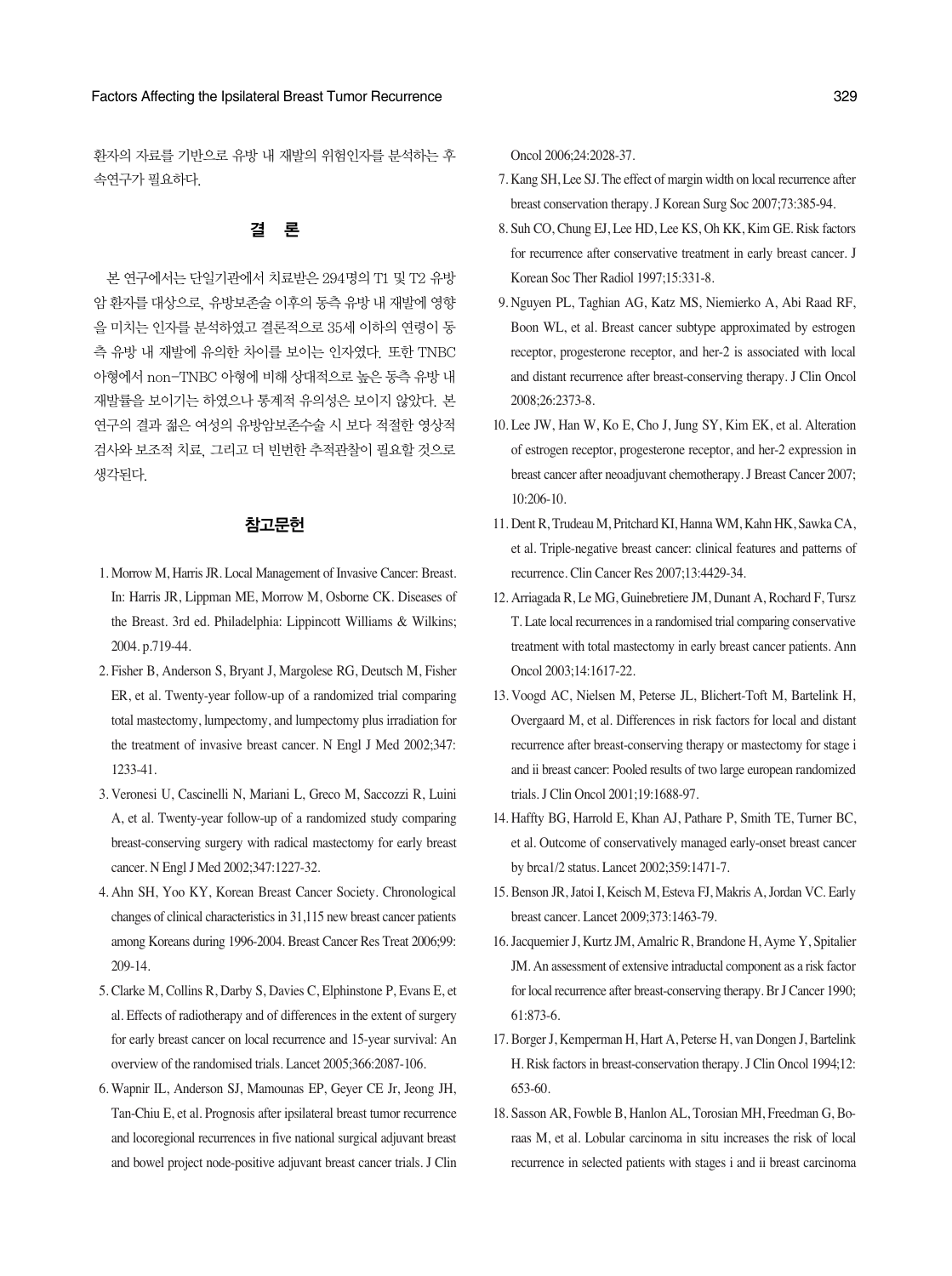환자의 자료를 기반으로 유방 내 재발의 위험인자를 분석하는 후속연구가 필요하다.

## 결 론

본 연구에서는 단일기관에서 치료받은 294명의 T1 및 T2 유방암 환자를 대상으로, 유방보존술 이후의 동측 유방 내 재발에 영향을 미치는 인자를 분석하였고 결론적으로 35세 이하의 연령이 동측 유방 내 재발에 유의한 차이를 보이는 인자였다. 또한 TNBC 아형에서 non-TNBC 아형에 비해 상대적으로 높은 동측 유방 내 재발률을 보이기는 하였으나 통계적 유의성은 보이지 않았다. 본 연구의 결과 젊은 여성의 유방암보존수술 시 보다 적절한 영상적 검사와 보조적 치료, 그리고 더 빈번한 추적관찰이 필요할 것으로 생각된다.

## 참고문헌

1. Morrow M, Harris JR. Local Management of Invasive Cancer: Breast. In: Harris JR, Lippman ME, Morrow M, Osborne CK. Diseases of the Breast. 3rd ed. Philadelphia: Lippincott Williams & Wilkins; 2004. p.719-44.
2. Fisher B, Anderson S, Bryant J, Margolese RG, Deutsch M, Fisher ER, et al. Twenty-year follow-up of a randomized trial comparing total mastectomy, lumpectomy, and lumpectomy plus irradiation for the treatment of invasive breast cancer. N Engl J Med 2002;347:1233-41.
3. Veronesi U, Cascinelli N, Mariani L, Greco M, Saccozzi R, Luini A, et al. Twenty-year follow-up of a randomized study comparing breast-conserving surgery with radical mastectomy for early breast cancer. N Engl J Med 2002;347:1227-32.
4. Ahn SH, Yoo KY, Korean Breast Cancer Society. Chronological changes of clinical characteristics in 31,115 new breast cancer patients among Koreans during 1996-2004. Breast Cancer Res Treat 2006;99:209-14.
5. Clarke M, Collins R, Darby S, Davies C, Elphinstone P, Evans E, et al. Effects of radiotherapy and of differences in the extent of surgery for early breast cancer on local recurrence and 15-year survival: An overview of the randomised trials. Lancet 2005;366:2087-106.
6. Wapnir IL, Anderson SJ, Mamounas EP, Geyer CE Jr, Jeong JH, Tan-Chiu E, et al. Prognosis after ipsilateral breast tumor recurrence and locoregional recurrences in five national surgical adjuvant breast and bowel project node-positive adjuvant breast cancer trials. J Clin Oncol 2006;24:2028-37.
7. Kang SH, Lee SJ. The effect of margin width on local recurrence after breast conservation therapy. J Korean Surg Soc 2007;73:385-94.
8. Suh CO, Chung EJ, Lee HD, Lee KS, Oh KK, Kim GE. Risk factors for recurrence after conservative treatment in early breast cancer. J Korean Soc Ther Radiol 1997;15:331-8.
9. Nguyen PL, Taghian AG, Katz MS, Niemierko A, Abi Raad RF, Boon WL, et al. Breast cancer subtype approximated by estrogen receptor, progesterone receptor, and her-2 is associated with local and distant recurrence after breast-conserving therapy. J Clin Oncol 2008;26:2373-8.
10. Lee JW, Han W, Ko E, Cho J, Jung SY, Kim EK, et al. Alteration of estrogen receptor, progesterone receptor, and her-2 expression in breast cancer after neoadjuvant chemotherapy. J Breast Cancer 2007;10:206-10.
11. Dent R, Trudeau M, Pritchard KI, Hanna WM, Kahn HK, Sawka CA, et al. Triple-negative breast cancer: clinical features and patterns of recurrence. Clin Cancer Res 2007;13:4429-34.
12. Arriagada R, Le MG, Guinebretiere JM, Dunant A, Rochard F, Tursz T. Late local recurrences in a randomised trial comparing conservative treatment with total mastectomy in early breast cancer patients. Ann Oncol 2003;14:1617-22.
13. Voogd AC, Nielsen M, Peterse JL, Blichert-Toft M, Bartelink H, Overgaard M, et al. Differences in risk factors for local and distant recurrence after breast-conserving therapy or mastectomy for stage i and ii breast cancer: Pooled results of two large european randomized trials. J Clin Oncol 2001;19:1688-97.
14. Haffty BG, Harrold E, Khan AJ, Pathare P, Smith TE, Turner BC, et al. Outcome of conservatively managed early-onset breast cancer by brca1/2 status. Lancet 2002;359:1471-7.
15. Benson JR, Jatoi I, Keisch M, Esteva FJ, Makris A, Jordan VC. Early breast cancer. Lancet 2009;373:1463-79.
16. Jacquemier J, Kurtz JM, Amalric R, Brandone H, Ayme Y, Spitalier JM. An assessment of extensive intraductal component as a risk factor for local recurrence after breast-conserving therapy. Br J Cancer 1990;61:873-6.
17. Borger J, Kemperman H, Hart A, Peterse H, van Dongen J, Bartelink H. Risk factors in breast-conservation therapy. J Clin Oncol 1994;12:653-60.
18. Sasson AR, Fowble B, Hanlon AL, Torosian MH, Freedman G, Boraas M, et al. Lobular carcinoma in situ increases the risk of local recurrence in selected patients with stages i and ii breast carcinoma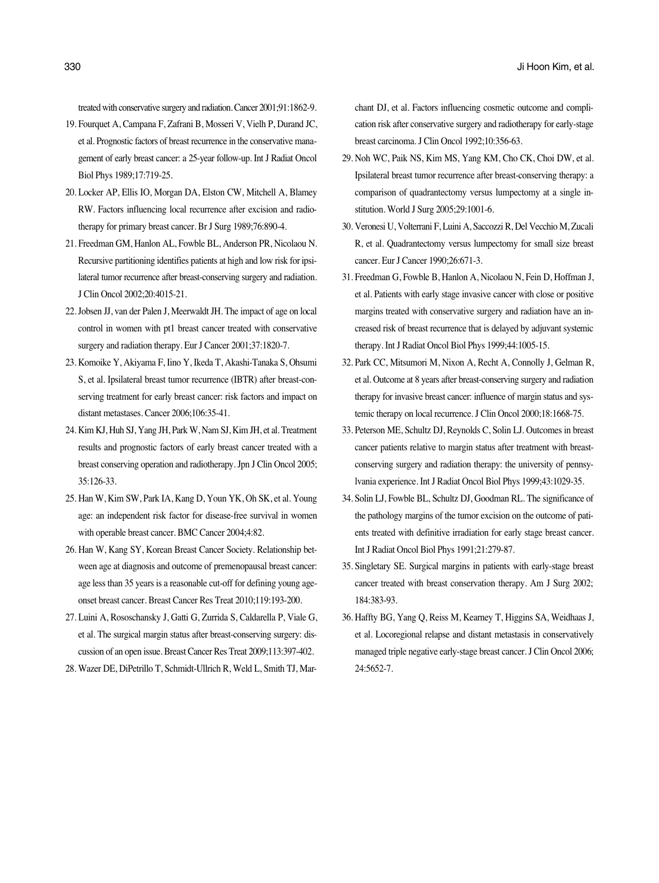treated with conservative surgery and radiation. Cancer 2001;91:1862-9.

19. Fourquet A, Campana F, Zafrani B, Mosseri V, Vielh P, Durand JC, et al. Prognostic factors of breast recurrence in the conservative management of early breast cancer: a 25-year follow-up. Int J Radiat Oncol Biol Phys 1989;17:719-25.
20. Locker AP, Ellis IO, Morgan DA, Elston CW, Mitchell A, Blamey RW. Factors influencing local recurrence after excision and radiotherapy for primary breast cancer. Br J Surg 1989;76:890-4.
21. Freedman GM, Hanlon AL, Fowble BL, Anderson PR, Nicolaou N. Recursive partitioning identifies patients at high and low risk for ipsilateral tumor recurrence after breast-conserving surgery and radiation. J Clin Oncol 2002;20:4015-21.
22. Jobsen JJ, van der Palen J, Meerwaldt JH. The impact of age on local control in women with pt1 breast cancer treated with conservative surgery and radiation therapy. Eur J Cancer 2001;37:1820-7.
23. Komoike Y, Akiyama F, Iino Y, Ikeda T, Akashi-Tanaka S, Ohsumi S, et al. Ipsilateral breast tumor recurrence (IBTR) after breast-conserving treatment for early breast cancer: risk factors and impact on distant metastases. Cancer 2006;106:35-41.
24. Kim KJ, Huh SJ, Yang JH, Park W, Nam SJ, Kim JH, et al. Treatment results and prognostic factors of early breast cancer treated with a breast conserving operation and radiotherapy. Jpn J Clin Oncol 2005; 35:126-33.
25. Han W, Kim SW, Park IA, Kang D, Youn YK, Oh SK, et al. Young age: an independent risk factor for disease-free survival in women with operable breast cancer. BMC Cancer 2004;4:82.
26. Han W, Kang SY, Korean Breast Cancer Society. Relationship between age at diagnosis and outcome of premenopausal breast cancer: age less than 35 years is a reasonable cut-off for defining young age-onset breast cancer. Breast Cancer Res Treat 2010;119:193-200.
27. Luini A, Rososchansky J, Gatti G, Zurrida S, Caldarella P, Viale G, et al. The surgical margin status after breast-conserving surgery: discussion of an open issue. Breast Cancer Res Treat 2009;113:397-402.
28. Wazer DE, DiPetrillo T, Schmidt-Ullrich R, Weld L, Smith TJ, Marchant DJ, et al. Factors influencing cosmetic outcome and complication risk after conservative surgery and radiotherapy for early-stage breast carcinoma. J Clin Oncol 1992;10:356-63.
29. Noh WC, Paik NS, Kim MS, Yang KM, Cho CK, Choi DW, et al. Ipsilateral breast tumor recurrence after breast-conserving therapy: a comparison of quadrantectomy versus lumpectomy at a single institution. World J Surg 2005;29:1001-6.
30. Veronesi U, Volterrani F, Luini A, Saccozzi R, Del Vecchio M, Zucali R, et al. Quadrantectomy versus lumpectomy for small size breast cancer. Eur J Cancer 1990;26:671-3.
31. Freedman G, Fowble B, Hanlon A, Nicolaou N, Fein D, Hoffman J, et al. Patients with early stage invasive cancer with close or positive margins treated with conservative surgery and radiation have an increased risk of breast recurrence that is delayed by adjuvant systemic therapy. Int J Radiat Oncol Biol Phys 1999;44:1005-15.
32. Park CC, Mitsumori M, Nixon A, Recht A, Connolly J, Gelman R, et al. Outcome at 8 years after breast-conserving surgery and radiation therapy for invasive breast cancer: influence of margin status and systemic therapy on local recurrence. J Clin Oncol 2000;18:1668-75.
33. Peterson ME, Schultz DJ, Reynolds C, Solin LJ. Outcomes in breast cancer patients relative to margin status after treatment with breast-conserving surgery and radiation therapy: the university of pennsylvania experience. Int J Radiat Oncol Biol Phys 1999;43:1029-35.
34. Solin LJ, Fowble BL, Schultz DJ, Goodman RL. The significance of the pathology margins of the tumor excision on the outcome of patients treated with definitive irradiation for early stage breast cancer. Int J Radiat Oncol Biol Phys 1991;21:279-87.
35. Singletary SE. Surgical margins in patients with early-stage breast cancer treated with breast conservation therapy. Am J Surg 2002; 184:383-93.
36. Haffty BG, Yang Q, Reiss M, Kearney T, Higgins SA, Weidhaas J, et al. Locoregional relapse and distant metastasis in conservatively managed triple negative early-stage breast cancer. J Clin Oncol 2006; 24:5652-7.